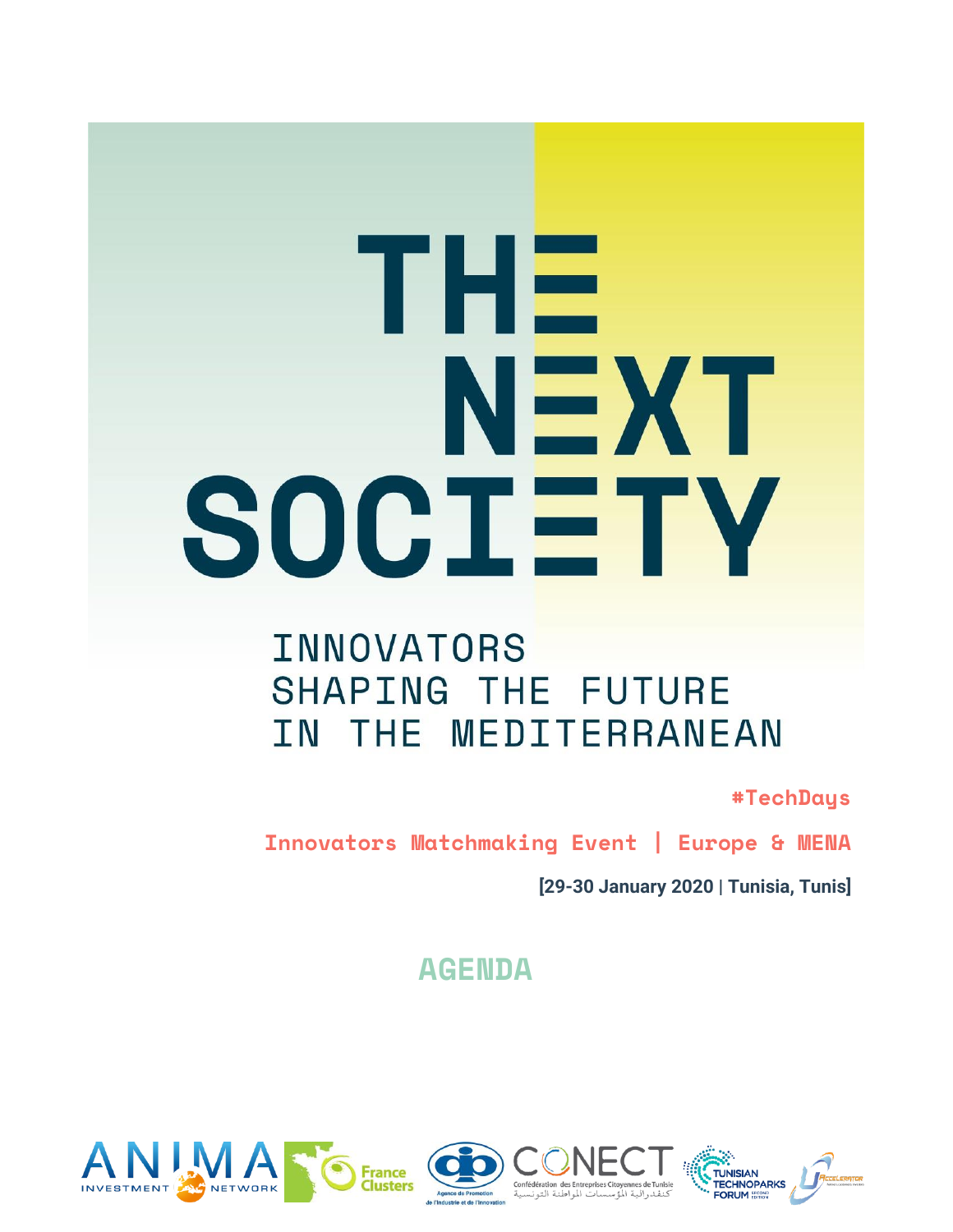# THE NEXT SOCIETY

INNOVATORS SHAPING THE FUTURE IN THE MEDITERRANEAN

#TechDays

**Innovators Matchmaking Event | Europe & MENA**

**[29-30 January 2020 | Tunisia, Tunis]**

## AGENDA

ANIMA INVESTMENT NETWORK | France Clusters | Agence de Promotion de l'Industrie et de l'Innovation | CONECT Confédération des Entreprises Citoyennes de Tunisie كنفدرالية المؤسسات المواطنة التونسية | TUNISIAN TECHNOPARKS FORUM SECOND EDITION | ACCELERATOR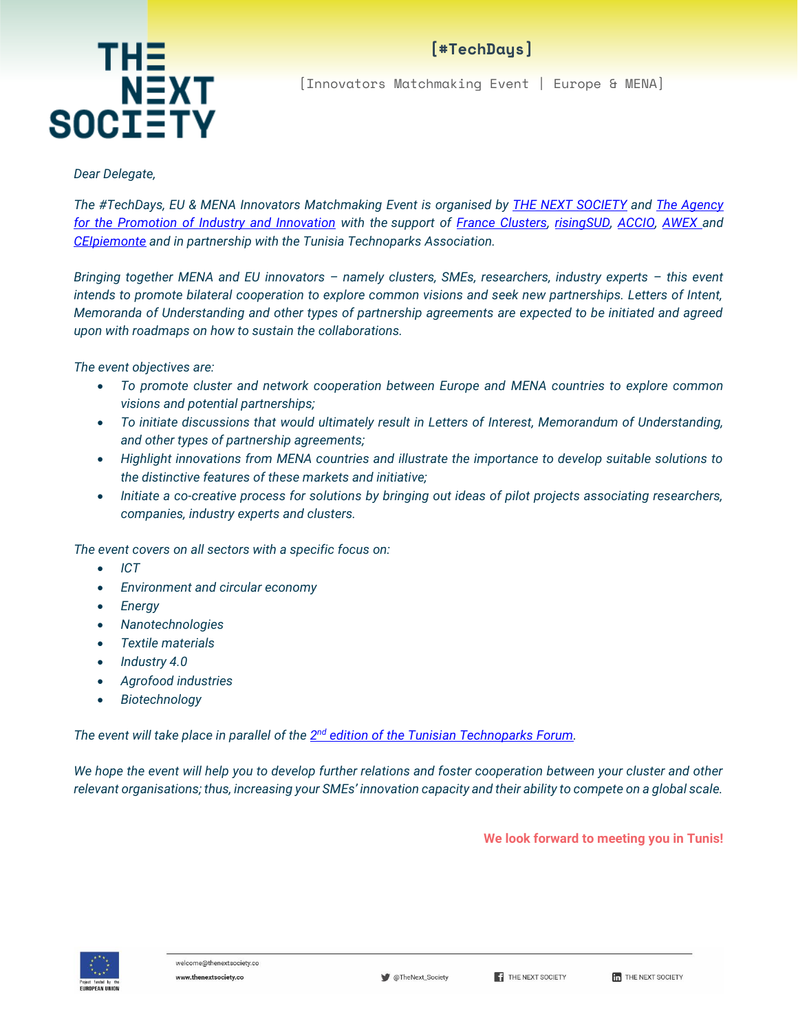[#TechDays]

[Innovators Matchmaking Event | Europe & MENA]

*Dear Delegate,*

*The #TechDays, EU & MENA Innovators Matchmaking Event is organised by [THE NEXT SOCIETY]() and [The Agency for the Promotion of Industry and Innovation]() with the support of [France Clusters](), [risingSUD](), [ACCIO](), [AWEX ]()and [CEIpiemonte]() and in partnership with the Tunisia Technoparks Association.*

*Bringing together MENA and EU innovators – namely clusters, SMEs, researchers, industry experts – this event intends to promote bilateral cooperation to explore common visions and seek new partnerships. Letters of Intent, Memoranda of Understanding and other types of partnership agreements are expected to be initiated and agreed upon with roadmaps on how to sustain the collaborations.*

*The event objectives are:*

- *To promote cluster and network cooperation between Europe and MENA countries to explore common visions and potential partnerships;*
- *To initiate discussions that would ultimately result in Letters of Interest, Memorandum of Understanding, and other types of partnership agreements;*
- *Highlight innovations from MENA countries and illustrate the importance to develop suitable solutions to the distinctive features of these markets and initiative;*
- *Initiate a co-creative process for solutions by bringing out ideas of pilot projects associating researchers, companies, industry experts and clusters.*

*The event covers on all sectors with a specific focus on:*

- *ICT*
- *Environment and circular economy*
- *Energy*
- *Nanotechnologies*
- *Textile materials*
- *Industry 4.0*
- *Agrofood industries*
- *Biotechnology*

*The event will take place in parallel of the [2nd edition of the Tunisian Technoparks Forum]().*

*We hope the event will help you to develop further relations and foster cooperation between your cluster and other relevant organisations; thus, increasing your SMEs' innovation capacity and their ability to compete on a global scale.*

**We look forward to meeting you in Tunis!**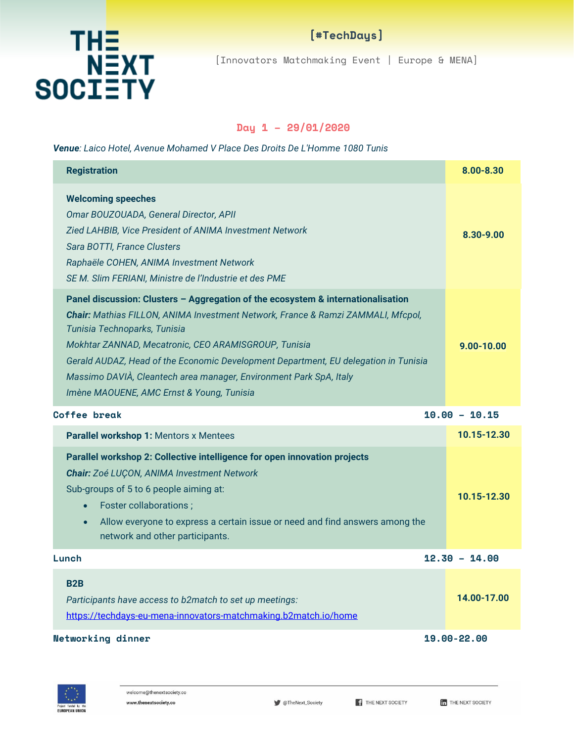# THE NEXT SOCIETY

**[#TechDays]**

[Innovators Matchmaking Event | Europe & MENA]

## Day 1 – 29/01/2020

***Venue**: Laico Hotel, Avenue Mohamed V Place Des Droits De L'Homme 1080 Tunis*

| Session | Time |
|---|---|
| **Registration** | **8.00-8.30** |
| **Welcoming speeches**<br>*Omar BOUZOUADA, General Director, APII*<br>*Zied LAHBIB, Vice President of ANIMA Investment Network*<br>*Sara BOTTI, France Clusters*<br>*Raphaële COHEN, ANIMA Investment Network*<br>*SE M. Slim FERIANI, Ministre de l'Industrie et des PME* | **8.30-9.00** |
| **Panel discussion: Clusters – Aggregation of the ecosystem & internationalisation**<br>***Chair:** Mathias FILLON, ANIMA Investment Network, France & Ramzi ZAMMALI, Mfcpol, Tunisia Technoparks, Tunisia*<br>*Mokhtar ZANNAD, Mecatronic, CEO ARAMISGROUP, Tunisia*<br>*Gerald AUDAZ, Head of the Economic Development Department, EU delegation in Tunisia*<br>*Massimo DAVIÀ, Cleantech area manager, Environment Park SpA, Italy*<br>*Imène MAOUENE, AMC Ernst & Young, Tunisia* | **9.00-10.00** |
| **Coffee break** | **10.00 – 10.15** |
| **Parallel workshop 1:** Mentors x Mentees | **10.15-12.30** |
| **Parallel workshop 2: Collective intelligence for open innovation projects**<br>***Chair:** Zoé LUÇON, ANIMA Investment Network*<br>Sub-groups of 5 to 6 people aiming at:<br>• Foster collaborations ;<br>• Allow everyone to express a certain issue or need and find answers among the network and other participants. | **10.15-12.30** |
| **Lunch** | **12.30 – 14.00** |
| **B2B**<br>*Participants have access to b2match to set up meetings:*<br>https://techdays-eu-mena-innovators-matchmaking.b2match.io/home | **14.00-17.00** |
| **Networking dinner** | **19.00-22.00** |

Project funded by the EUROPEAN UNION

welcome@thenextsociety.co
www.thenextsociety.co
@TheNext_Society | THE NEXT SOCIETY | THE NEXT SOCIETY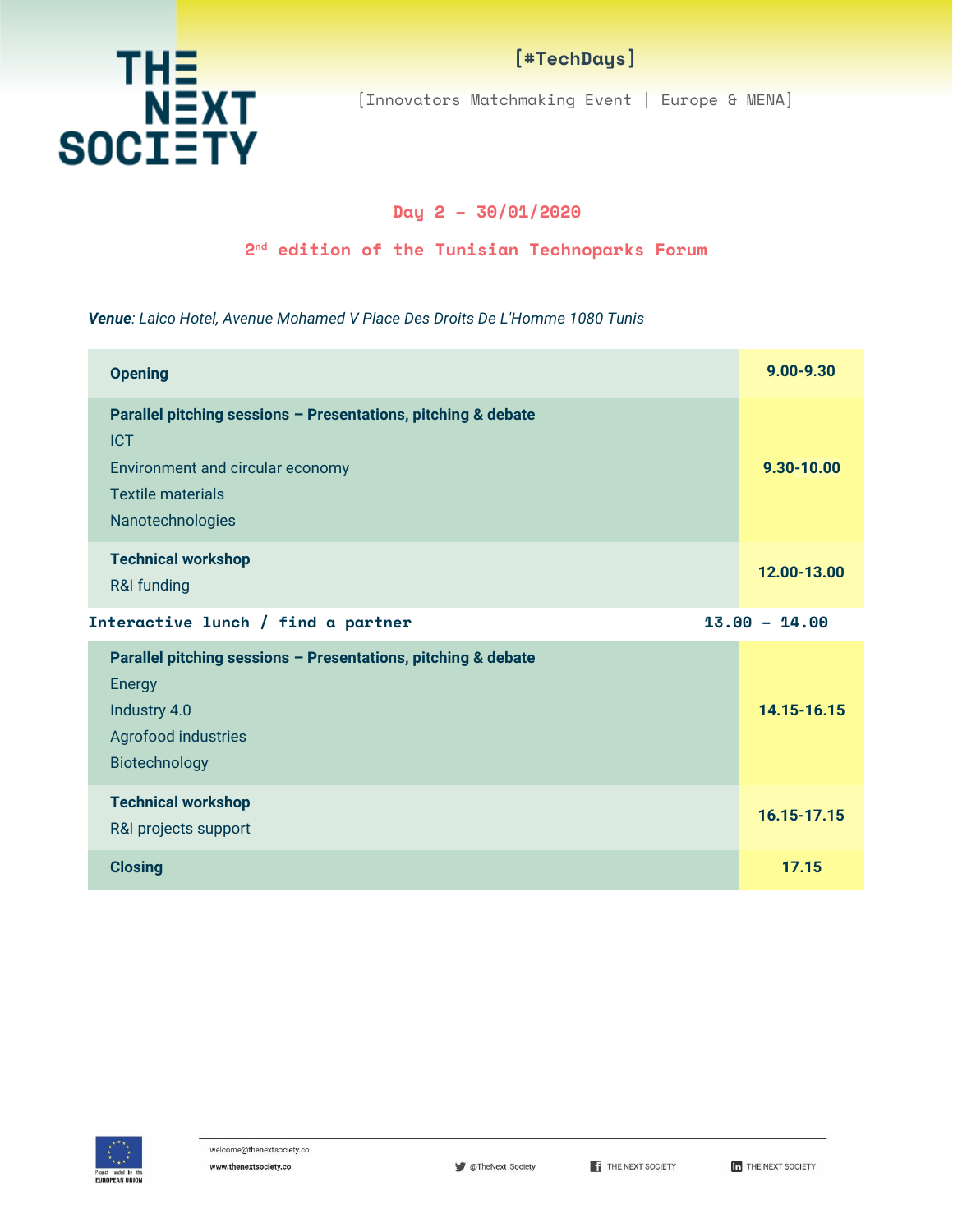# THE NEXT SOCIETY

[#TechDays]

[Innovators Matchmaking Event | Europe & MENA]

## Day 2 - 30/01/2020

## 2nd edition of the Tunisian Technoparks Forum

***Venue**: Laico Hotel, Avenue Mohamed V Place Des Droits De L'Homme 1080 Tunis*

| Session | Time |
|---|---|
| **Opening** | **9.00-9.30** |
| **Parallel pitching sessions – Presentations, pitching & debate**<br>ICT<br>Environment and circular economy<br>Textile materials<br>Nanotechnologies | **9.30-10.00** |
| **Technical workshop**<br>R&I funding | **12.00-13.00** |
| **Interactive lunch / find a partner** | **13.00 - 14.00** |
| **Parallel pitching sessions – Presentations, pitching & debate**<br>Energy<br>Industry 4.0<br>Agrofood industries<br>Biotechnology | **14.15-16.15** |
| **Technical workshop**<br>R&I projects support | **16.15-17.15** |
| **Closing** | **17.15** |

Project funded by the EUROPEAN UNION

welcome@thenextsociety.co
www.thenextsociety.co
@TheNext_Society
THE NEXT SOCIETY
THE NEXT SOCIETY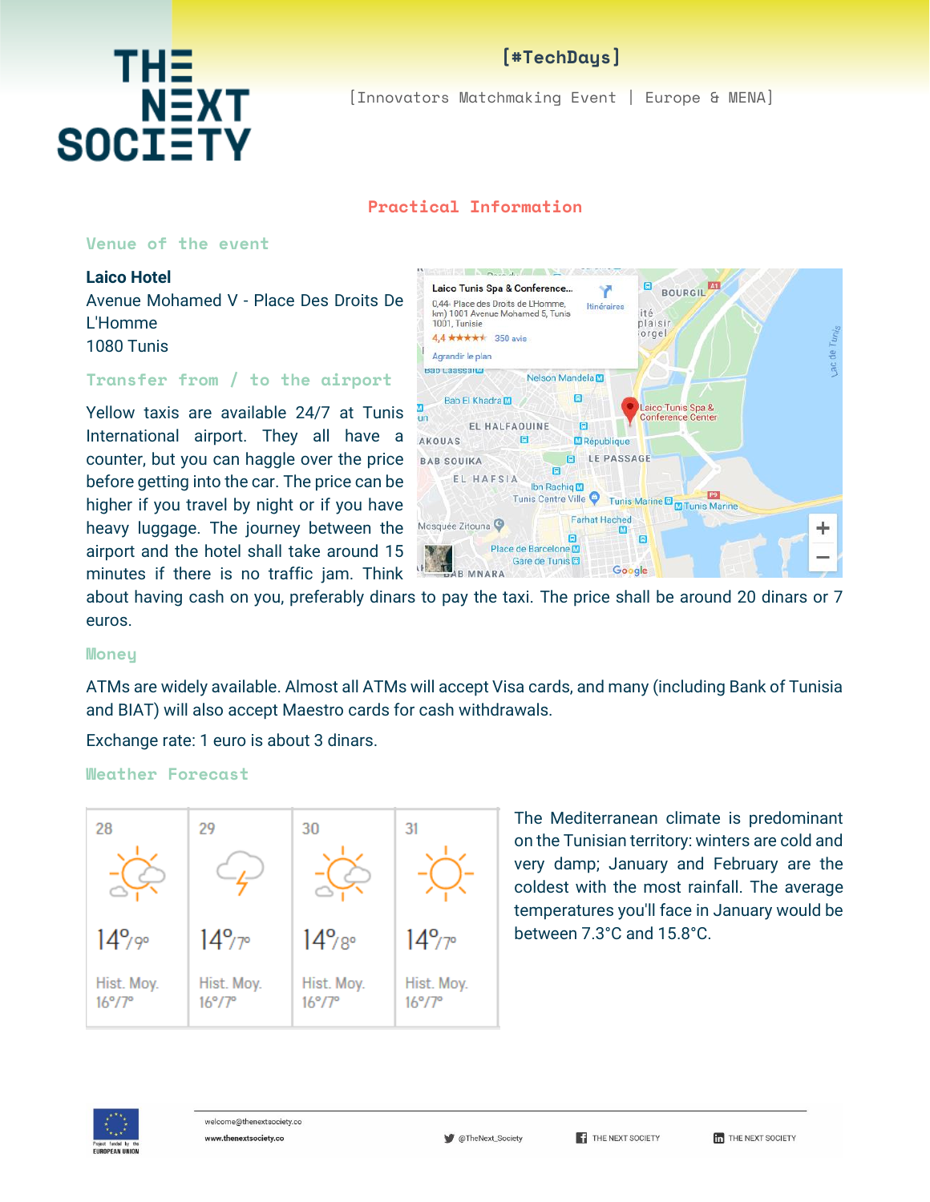[#TechDays]

[Innovators Matchmaking Event | Europe & MENA]

## Practical Information

### Venue of the event

**Laico Hotel**
Avenue Mohamed V - Place Des Droits De L'Homme
1080 Tunis

### Transfer from / to the airport

Yellow taxis are available 24/7 at Tunis International airport. They all have a counter, but you can haggle over the price before getting into the car. The price can be higher if you travel by night or if you have heavy luggage. The journey between the airport and the hotel shall take around 15 minutes if there is no traffic jam. Think about having cash on you, preferably dinars to pay the taxi. The price shall be around 20 dinars or 7 euros.

### Money

ATMs are widely available. Almost all ATMs will accept Visa cards, and many (including Bank of Tunisia and BIAT) will also accept Maestro cards for cash withdrawals.

Exchange rate: 1 euro is about 3 dinars.

### Weather Forecast

| 28 | 29 | 30 | 31 |
|---|---|---|---|
| 14°/9° | 14°/7° | 14°/8° | 14°/7° |
| Hist. Moy. 16°/7° | Hist. Moy. 16°/7° | Hist. Moy. 16°/7° | Hist. Moy. 16°/7° |

The Mediterranean climate is predominant on the Tunisian territory: winters are cold and very damp; January and February are the coldest with the most rainfall. The average temperatures you'll face in January would be between 7.3°C and 15.8°C.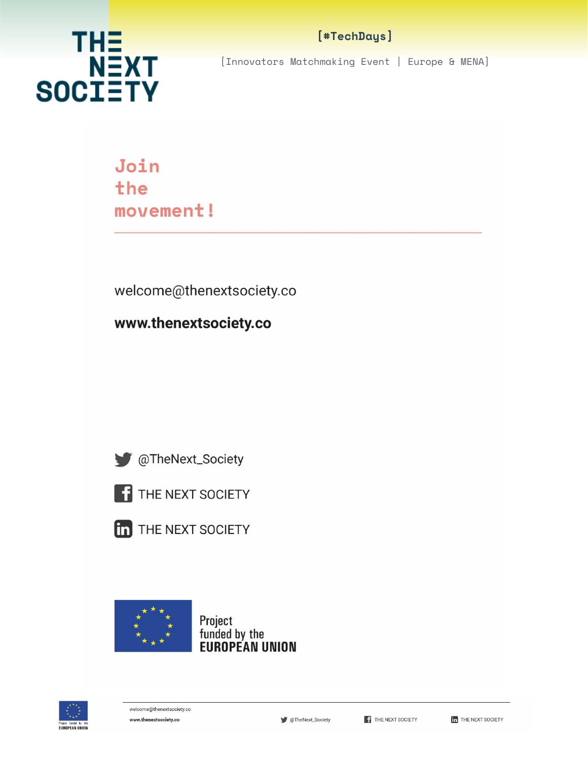THE NEXT SOCIETY

[#TechDays]

[Innovators Matchmaking Event | Europe & MENA]

## Join the movement!

welcome@thenextsociety.co

**www.thenextsociety.co**

@TheNext_Society

THE NEXT SOCIETY

THE NEXT SOCIETY

Project funded by the **EUROPEAN UNION**